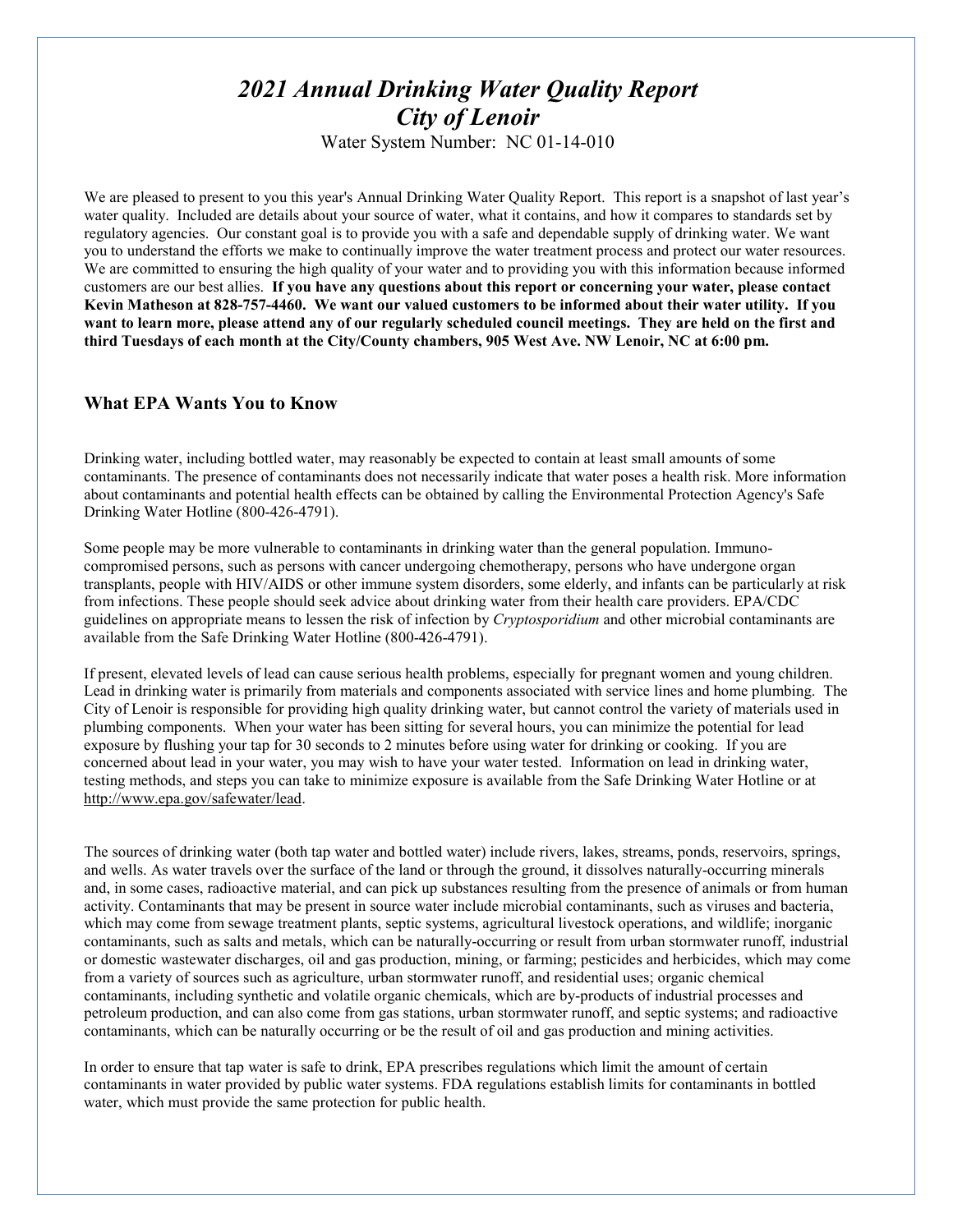# *2021 Annual Drinking Water Quality Report*
# *City of Lenoir*

Water System Number: NC 01-14-010

We are pleased to present to you this year's Annual Drinking Water Quality Report. This report is a snapshot of last year's water quality. Included are details about your source of water, what it contains, and how it compares to standards set by regulatory agencies. Our constant goal is to provide you with a safe and dependable supply of drinking water. We want you to understand the efforts we make to continually improve the water treatment process and protect our water resources. We are committed to ensuring the high quality of your water and to providing you with this information because informed customers are our best allies. **If you have any questions about this report or concerning your water, please contact Kevin Matheson at 828-757-4460. We want our valued customers to be informed about their water utility. If you want to learn more, please attend any of our regularly scheduled council meetings. They are held on the first and third Tuesdays of each month at the City/County chambers, 905 West Ave. NW Lenoir, NC at 6:00 pm.**

## What EPA Wants You to Know

Drinking water, including bottled water, may reasonably be expected to contain at least small amounts of some contaminants. The presence of contaminants does not necessarily indicate that water poses a health risk. More information about contaminants and potential health effects can be obtained by calling the Environmental Protection Agency's Safe Drinking Water Hotline (800-426-4791).

Some people may be more vulnerable to contaminants in drinking water than the general population. Immuno-compromised persons, such as persons with cancer undergoing chemotherapy, persons who have undergone organ transplants, people with HIV/AIDS or other immune system disorders, some elderly, and infants can be particularly at risk from infections. These people should seek advice about drinking water from their health care providers. EPA/CDC guidelines on appropriate means to lessen the risk of infection by *Cryptosporidium* and other microbial contaminants are available from the Safe Drinking Water Hotline (800-426-4791).

If present, elevated levels of lead can cause serious health problems, especially for pregnant women and young children. Lead in drinking water is primarily from materials and components associated with service lines and home plumbing. The City of Lenoir is responsible for providing high quality drinking water, but cannot control the variety of materials used in plumbing components. When your water has been sitting for several hours, you can minimize the potential for lead exposure by flushing your tap for 30 seconds to 2 minutes before using water for drinking or cooking. If you are concerned about lead in your water, you may wish to have your water tested. Information on lead in drinking water, testing methods, and steps you can take to minimize exposure is available from the Safe Drinking Water Hotline or at http://www.epa.gov/safewater/lead.

The sources of drinking water (both tap water and bottled water) include rivers, lakes, streams, ponds, reservoirs, springs, and wells. As water travels over the surface of the land or through the ground, it dissolves naturally-occurring minerals and, in some cases, radioactive material, and can pick up substances resulting from the presence of animals or from human activity. Contaminants that may be present in source water include microbial contaminants, such as viruses and bacteria, which may come from sewage treatment plants, septic systems, agricultural livestock operations, and wildlife; inorganic contaminants, such as salts and metals, which can be naturally-occurring or result from urban stormwater runoff, industrial or domestic wastewater discharges, oil and gas production, mining, or farming; pesticides and herbicides, which may come from a variety of sources such as agriculture, urban stormwater runoff, and residential uses; organic chemical contaminants, including synthetic and volatile organic chemicals, which are by-products of industrial processes and petroleum production, and can also come from gas stations, urban stormwater runoff, and septic systems; and radioactive contaminants, which can be naturally occurring or be the result of oil and gas production and mining activities.

In order to ensure that tap water is safe to drink, EPA prescribes regulations which limit the amount of certain contaminants in water provided by public water systems. FDA regulations establish limits for contaminants in bottled water, which must provide the same protection for public health.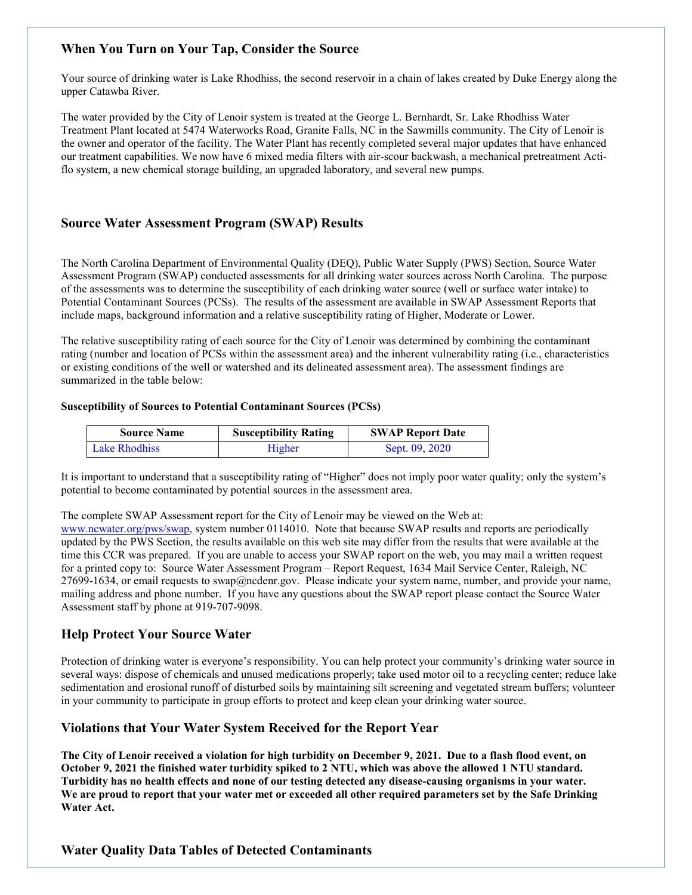## When You Turn on Your Tap, Consider the Source

Your source of drinking water is Lake Rhodhiss, the second reservoir in a chain of lakes created by Duke Energy along the upper Catawba River.

The water provided by the City of Lenoir system is treated at the George L. Bernhardt, Sr. Lake Rhodhiss Water Treatment Plant located at 5474 Waterworks Road, Granite Falls, NC in the Sawmills community. The City of Lenoir is the owner and operator of the facility. The Water Plant has recently completed several major updates that have enhanced our treatment capabilities. We now have 6 mixed media filters with air-scour backwash, a mechanical pretreatment Acti-flo system, a new chemical storage building, an upgraded laboratory, and several new pumps.

## Source Water Assessment Program (SWAP) Results

The North Carolina Department of Environmental Quality (DEQ), Public Water Supply (PWS) Section, Source Water Assessment Program (SWAP) conducted assessments for all drinking water sources across North Carolina. The purpose of the assessments was to determine the susceptibility of each drinking water source (well or surface water intake) to Potential Contaminant Sources (PCSs). The results of the assessment are available in SWAP Assessment Reports that include maps, background information and a relative susceptibility rating of Higher, Moderate or Lower.

The relative susceptibility rating of each source for the City of Lenoir was determined by combining the contaminant rating (number and location of PCSs within the assessment area) and the inherent vulnerability rating (i.e., characteristics or existing conditions of the well or watershed and its delineated assessment area). The assessment findings are summarized in the table below:

**Susceptibility of Sources to Potential Contaminant Sources (PCSs)**

| Source Name | Susceptibility Rating | SWAP Report Date |
|---|---|---|
| Lake Rhodhiss | Higher | Sept. 09, 2020 |

It is important to understand that a susceptibility rating of "Higher" does not imply poor water quality; only the system's potential to become contaminated by potential sources in the assessment area.

The complete SWAP Assessment report for the City of Lenoir may be viewed on the Web at: www.ncwater.org/pws/swap, system number 0114010. Note that because SWAP results and reports are periodically updated by the PWS Section, the results available on this web site may differ from the results that were available at the time this CCR was prepared. If you are unable to access your SWAP report on the web, you may mail a written request for a printed copy to: Source Water Assessment Program – Report Request, 1634 Mail Service Center, Raleigh, NC 27699-1634, or email requests to swap@ncdenr.gov. Please indicate your system name, number, and provide your name, mailing address and phone number. If you have any questions about the SWAP report please contact the Source Water Assessment staff by phone at 919-707-9098.

## Help Protect Your Source Water

Protection of drinking water is everyone's responsibility. You can help protect your community's drinking water source in several ways: dispose of chemicals and unused medications properly; take used motor oil to a recycling center; reduce lake sedimentation and erosional runoff of disturbed soils by maintaining silt screening and vegetated stream buffers; volunteer in your community to participate in group efforts to protect and keep clean your drinking water source.

## Violations that Your Water System Received for the Report Year

**The City of Lenoir received a violation for high turbidity on December 9, 2021. Due to a flash flood event, on October 9, 2021 the finished water turbidity spiked to 2 NTU, which was above the allowed 1 NTU standard. Turbidity has no health effects and none of our testing detected any disease-causing organisms in your water. We are proud to report that your water met or exceeded all other required parameters set by the Safe Drinking Water Act.**

## Water Quality Data Tables of Detected Contaminants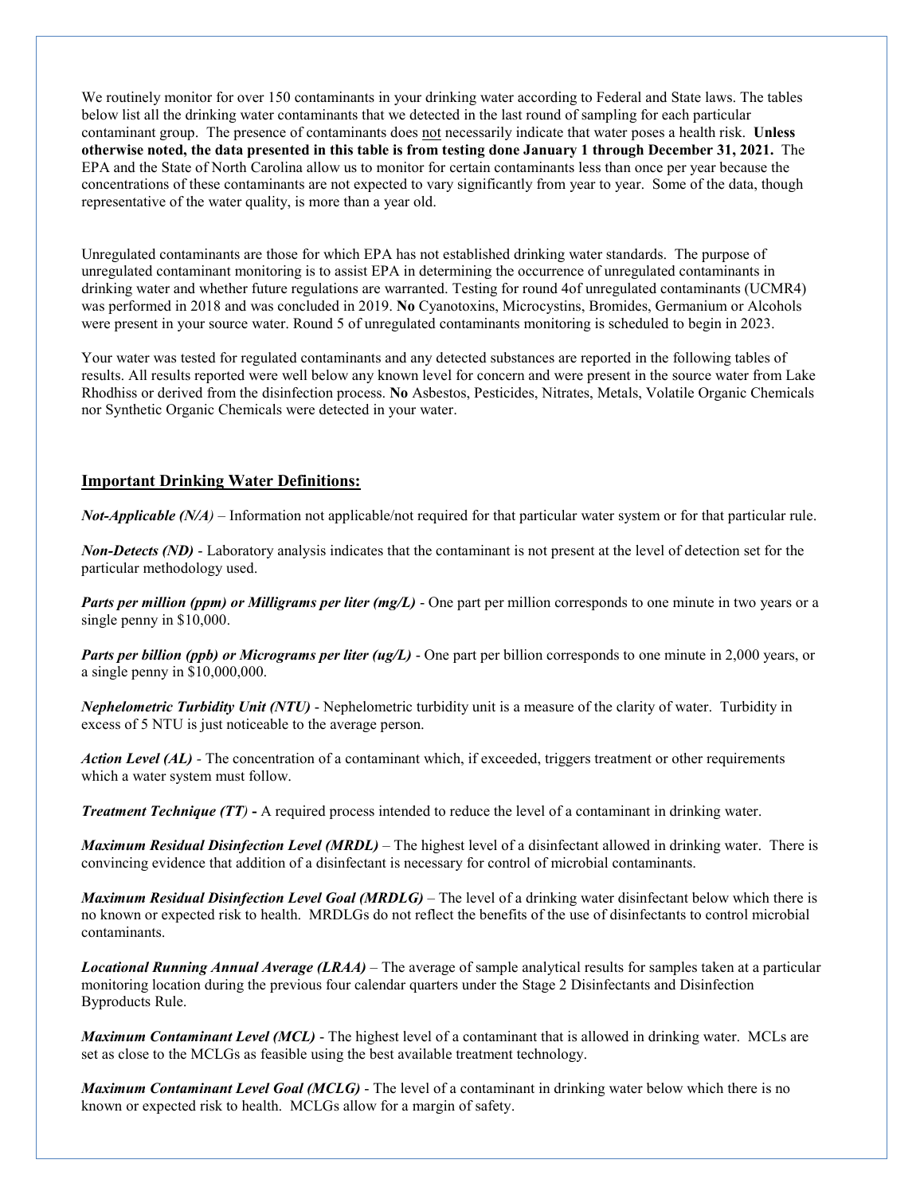We routinely monitor for over 150 contaminants in your drinking water according to Federal and State laws. The tables below list all the drinking water contaminants that we detected in the last round of sampling for each particular contaminant group. The presence of contaminants does not necessarily indicate that water poses a health risk. **Unless otherwise noted, the data presented in this table is from testing done January 1 through December 31, 2021.** The EPA and the State of North Carolina allow us to monitor for certain contaminants less than once per year because the concentrations of these contaminants are not expected to vary significantly from year to year. Some of the data, though representative of the water quality, is more than a year old.

Unregulated contaminants are those for which EPA has not established drinking water standards. The purpose of unregulated contaminant monitoring is to assist EPA in determining the occurrence of unregulated contaminants in drinking water and whether future regulations are warranted. Testing for round 4of unregulated contaminants (UCMR4) was performed in 2018 and was concluded in 2019. **No** Cyanotoxins, Microcystins, Bromides, Germanium or Alcohols were present in your source water. Round 5 of unregulated contaminants monitoring is scheduled to begin in 2023.

Your water was tested for regulated contaminants and any detected substances are reported in the following tables of results. All results reported were well below any known level for concern and were present in the source water from Lake Rhodhiss or derived from the disinfection process. **No** Asbestos, Pesticides, Nitrates, Metals, Volatile Organic Chemicals nor Synthetic Organic Chemicals were detected in your water.

## Important Drinking Water Definitions:

***Not-Applicable (N/A)*** – Information not applicable/not required for that particular water system or for that particular rule.

***Non-Detects (ND)*** - Laboratory analysis indicates that the contaminant is not present at the level of detection set for the particular methodology used.

***Parts per million (ppm) or Milligrams per liter (mg/L)*** - One part per million corresponds to one minute in two years or a single penny in $10,000.

***Parts per billion (ppb) or Micrograms per liter (ug/L)*** - One part per billion corresponds to one minute in 2,000 years, or a single penny in $10,000,000.

***Nephelometric Turbidity Unit (NTU)*** - Nephelometric turbidity unit is a measure of the clarity of water. Turbidity in excess of 5 NTU is just noticeable to the average person.

***Action Level (AL)*** - The concentration of a contaminant which, if exceeded, triggers treatment or other requirements which a water system must follow.

***Treatment Technique (TT)*** **-** A required process intended to reduce the level of a contaminant in drinking water.

***Maximum Residual Disinfection Level (MRDL)*** – The highest level of a disinfectant allowed in drinking water. There is convincing evidence that addition of a disinfectant is necessary for control of microbial contaminants.

***Maximum Residual Disinfection Level Goal (MRDLG)*** – The level of a drinking water disinfectant below which there is no known or expected risk to health. MRDLGs do not reflect the benefits of the use of disinfectants to control microbial contaminants.

***Locational Running Annual Average (LRAA)*** – The average of sample analytical results for samples taken at a particular monitoring location during the previous four calendar quarters under the Stage 2 Disinfectants and Disinfection Byproducts Rule.

***Maximum Contaminant Level (MCL)*** - The highest level of a contaminant that is allowed in drinking water. MCLs are set as close to the MCLGs as feasible using the best available treatment technology.

***Maximum Contaminant Level Goal (MCLG)*** - The level of a contaminant in drinking water below which there is no known or expected risk to health. MCLGs allow for a margin of safety.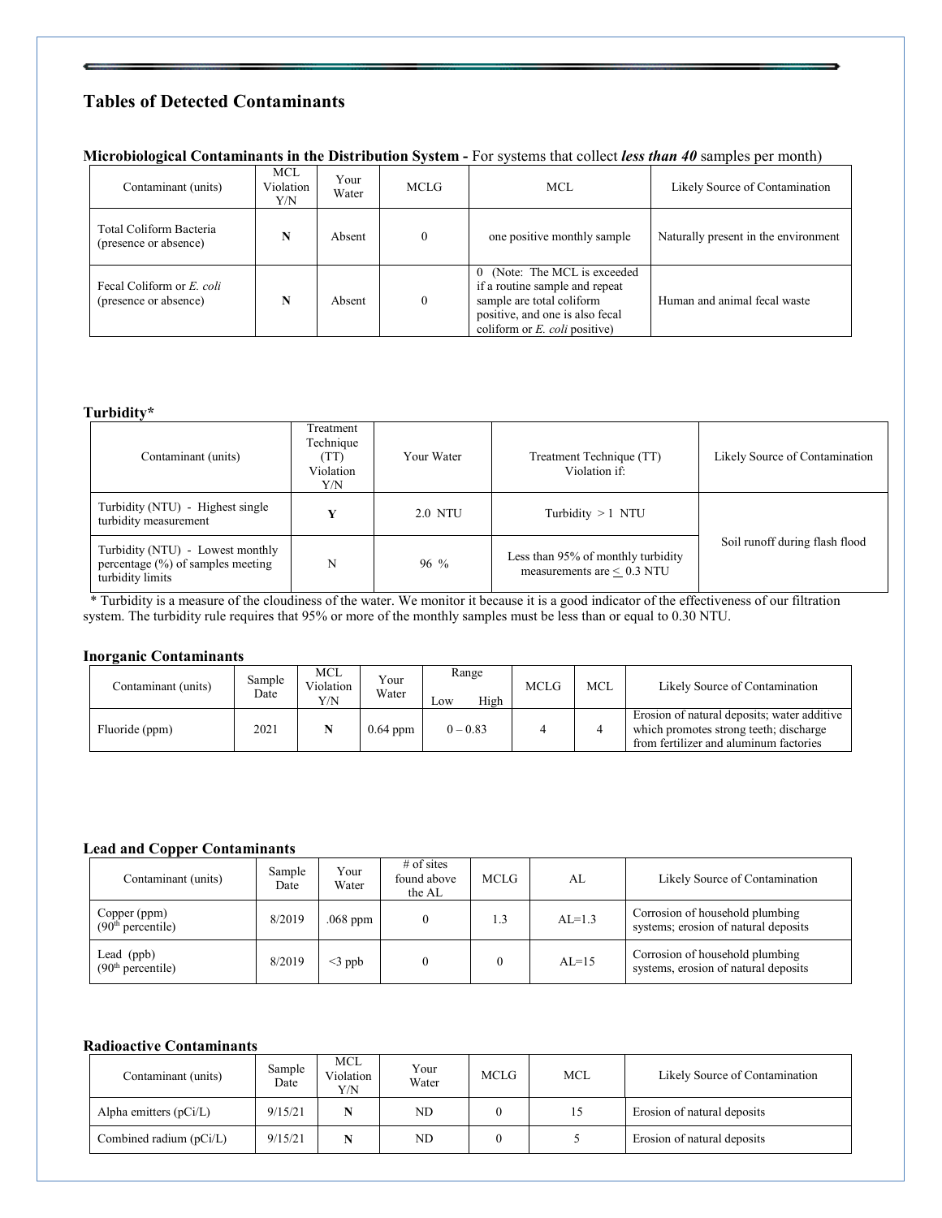## Tables of Detected Contaminants

**Microbiological Contaminants in the Distribution System -** For systems that collect ***less than 40*** samples per month)

| Contaminant (units) | MCL Violation Y/N | Your Water | MCLG | MCL | Likely Source of Contamination |
|---|---|---|---|---|---|
| Total Coliform Bacteria (presence or absence) | **N** | Absent | 0 | one positive monthly sample | Naturally present in the environment |
| Fecal Coliform or *E. coli* (presence or absence) | **N** | Absent | 0 | 0 (Note: The MCL is exceeded if a routine sample and repeat sample are total coliform positive, and one is also fecal coliform or *E. coli* positive) | Human and animal fecal waste |

**Turbidity***

| Contaminant (units) | Treatment Technique (TT) Violation Y/N | Your Water | Treatment Technique (TT) Violation if: | Likely Source of Contamination |
|---|---|---|---|---|
| Turbidity (NTU) - Highest single turbidity measurement | **Y** | 2.0 NTU | Turbidity > 1 NTU | Soil runoff during flash flood |
| Turbidity (NTU) - Lowest monthly percentage (%) of samples meeting turbidity limits | N | 96 % | Less than 95% of monthly turbidity measurements are ≤ 0.3 NTU | |

* Turbidity is a measure of the cloudiness of the water. We monitor it because it is a good indicator of the effectiveness of our filtration system. The turbidity rule requires that 95% or more of the monthly samples must be less than or equal to 0.30 NTU.

**Inorganic Contaminants**

| Contaminant (units) | Sample Date | MCL Violation Y/N | Your Water | Range Low High | MCLG | MCL | Likely Source of Contamination |
|---|---|---|---|---|---|---|---|
| Fluoride (ppm) | 2021 | **N** | 0.64 ppm | 0 – 0.83 | 4 | 4 | Erosion of natural deposits; water additive which promotes strong teeth; discharge from fertilizer and aluminum factories |

**Lead and Copper Contaminants**

| Contaminant (units) | Sample Date | Your Water | # of sites found above the AL | MCLG | AL | Likely Source of Contamination |
|---|---|---|---|---|---|---|
| Copper (ppm) (90th percentile) | 8/2019 | .068 ppm | 0 | 1.3 | AL=1.3 | Corrosion of household plumbing systems; erosion of natural deposits |
| Lead (ppb) (90th percentile) | 8/2019 | <3 ppb | 0 | 0 | AL=15 | Corrosion of household plumbing systems, erosion of natural deposits |

**Radioactive Contaminants**

| Contaminant (units) | Sample Date | MCL Violation Y/N | Your Water | MCLG | MCL | Likely Source of Contamination |
|---|---|---|---|---|---|---|
| Alpha emitters (pCi/L) | 9/15/21 | **N** | ND | 0 | 15 | Erosion of natural deposits |
| Combined radium (pCi/L) | 9/15/21 | **N** | ND | 0 | 5 | Erosion of natural deposits |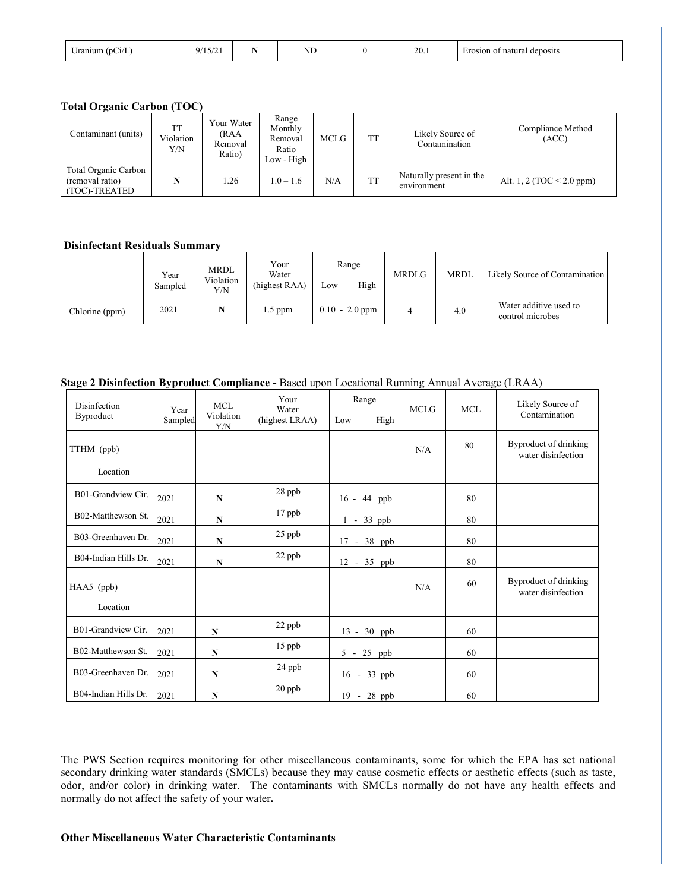| Uranium (pCi/L) | 9/15/21 | N | ND | 0 | 20.1 | Erosion of natural deposits |
|---|---|---|---|---|---|---|

**Total Organic Carbon (TOC)**

| Contaminant (units) | TT Violation Y/N | Your Water (RAA Removal Ratio) | Range Monthly Removal Ratio Low - High | MCLG | TT | Likely Source of Contamination | Compliance Method (ACC) |
|---|---|---|---|---|---|---|---|
| Total Organic Carbon (removal ratio) (TOC)-TREATED | N | 1.26 | 1.0 – 1.6 | N/A | TT | Naturally present in the environment | Alt. 1, 2 (TOC < 2.0 ppm) |

**Disinfectant Residuals Summary**

| | Year Sampled | MRDL Violation Y/N | Your Water (highest RAA) | Range Low High | MRDLG | MRDL | Likely Source of Contamination |
|---|---|---|---|---|---|---|---|
| Chlorine (ppm) | 2021 | N | 1.5 ppm | 0.10 - 2.0 ppm | 4 | 4.0 | Water additive used to control microbes |

**Stage 2 Disinfection Byproduct Compliance -** Based upon Locational Running Annual Average (LRAA)

| Disinfection Byproduct | Year Sampled | MCL Violation Y/N | Your Water (highest LRAA) | Range Low High | MCLG | MCL | Likely Source of Contamination |
|---|---|---|---|---|---|---|---|
| TTHM (ppb) | | | | | N/A | 80 | Byproduct of drinking water disinfection |
| Location | | | | | | | |
| B01-Grandview Cir. | 2021 | N | 28 ppb | 16 - 44 ppb | | 80 | |
| B02-Matthewson St. | 2021 | N | 17 ppb | 1 - 33 ppb | | 80 | |
| B03-Greenhaven Dr. | 2021 | N | 25 ppb | 17 - 38 ppb | | 80 | |
| B04-Indian Hills Dr. | 2021 | N | 22 ppb | 12 - 35 ppb | | 80 | |
| HAA5 (ppb) | | | | | N/A | 60 | Byproduct of drinking water disinfection |
| Location | | | | | | | |
| B01-Grandview Cir. | 2021 | N | 22 ppb | 13 - 30 ppb | | 60 | |
| B02-Matthewson St. | 2021 | N | 15 ppb | 5 - 25 ppb | | 60 | |
| B03-Greenhaven Dr. | 2021 | N | 24 ppb | 16 - 33 ppb | | 60 | |
| B04-Indian Hills Dr. | 2021 | N | 20 ppb | 19 - 28 ppb | | 60 | |

The PWS Section requires monitoring for other miscellaneous contaminants, some for which the EPA has set national secondary drinking water standards (SMCLs) because they may cause cosmetic effects or aesthetic effects (such as taste, odor, and/or color) in drinking water. The contaminants with SMCLs normally do not have any health effects and normally do not affect the safety of your water**.**

**Other Miscellaneous Water Characteristic Contaminants**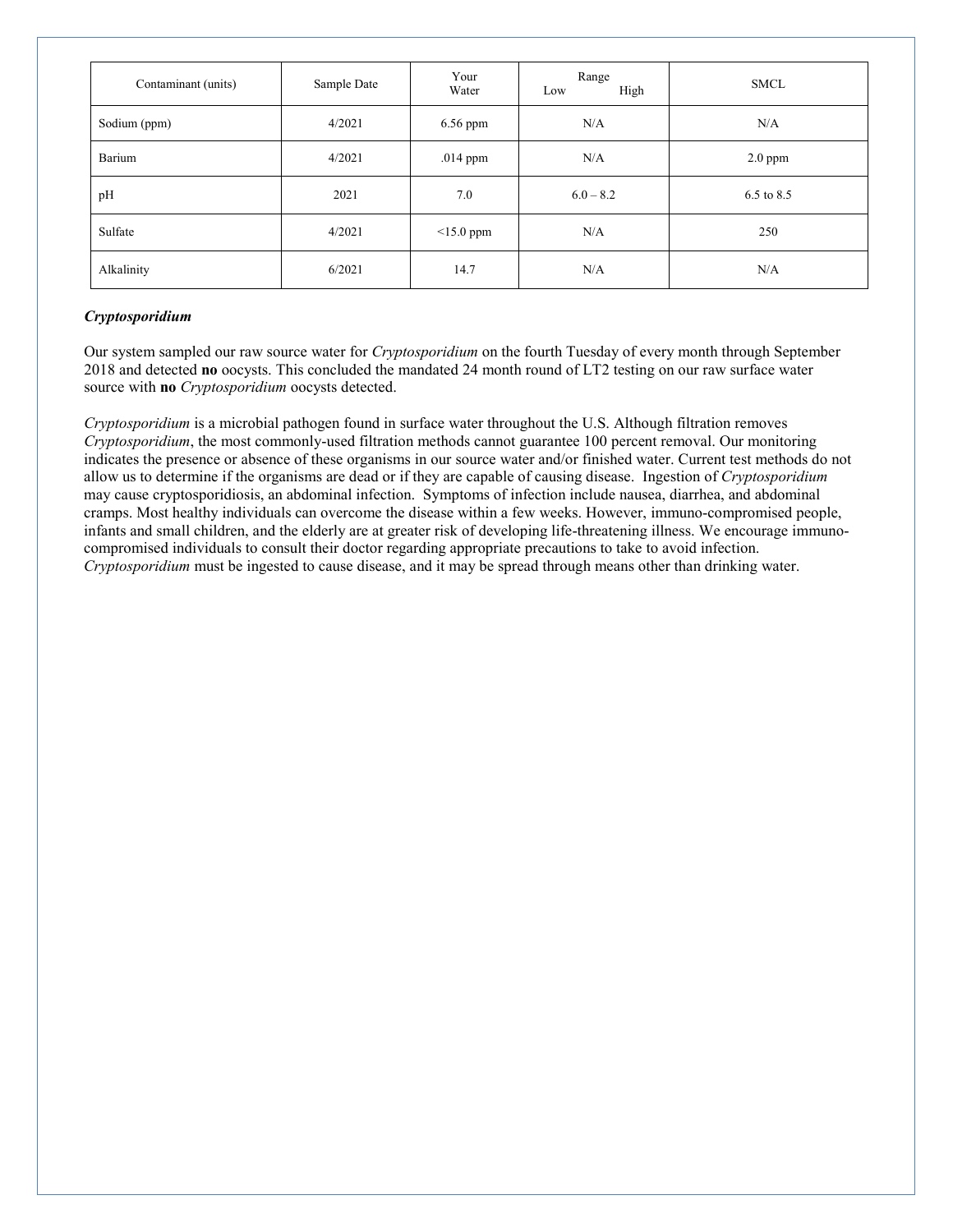| Contaminant (units) | Sample Date | Your Water | Range Low High | SMCL |
|---|---|---|---|---|
| Sodium (ppm) | 4/2021 | 6.56 ppm | N/A | N/A |
| Barium | 4/2021 | .014 ppm | N/A | 2.0 ppm |
| pH | 2021 | 7.0 | 6.0 – 8.2 | 6.5 to 8.5 |
| Sulfate | 4/2021 | <15.0 ppm | N/A | 250 |
| Alkalinity | 6/2021 | 14.7 | N/A | N/A |

### *Cryptosporidium*

Our system sampled our raw source water for *Cryptosporidium* on the fourth Tuesday of every month through September 2018 and detected **no** oocysts. This concluded the mandated 24 month round of LT2 testing on our raw surface water source with **no** *Cryptosporidium* oocysts detected.

*Cryptosporidium* is a microbial pathogen found in surface water throughout the U.S. Although filtration removes *Cryptosporidium*, the most commonly-used filtration methods cannot guarantee 100 percent removal. Our monitoring indicates the presence or absence of these organisms in our source water and/or finished water. Current test methods do not allow us to determine if the organisms are dead or if they are capable of causing disease. Ingestion of *Cryptosporidium* may cause cryptosporidiosis, an abdominal infection. Symptoms of infection include nausea, diarrhea, and abdominal cramps. Most healthy individuals can overcome the disease within a few weeks. However, immuno-compromised people, infants and small children, and the elderly are at greater risk of developing life-threatening illness. We encourage immuno-compromised individuals to consult their doctor regarding appropriate precautions to take to avoid infection. *Cryptosporidium* must be ingested to cause disease, and it may be spread through means other than drinking water.